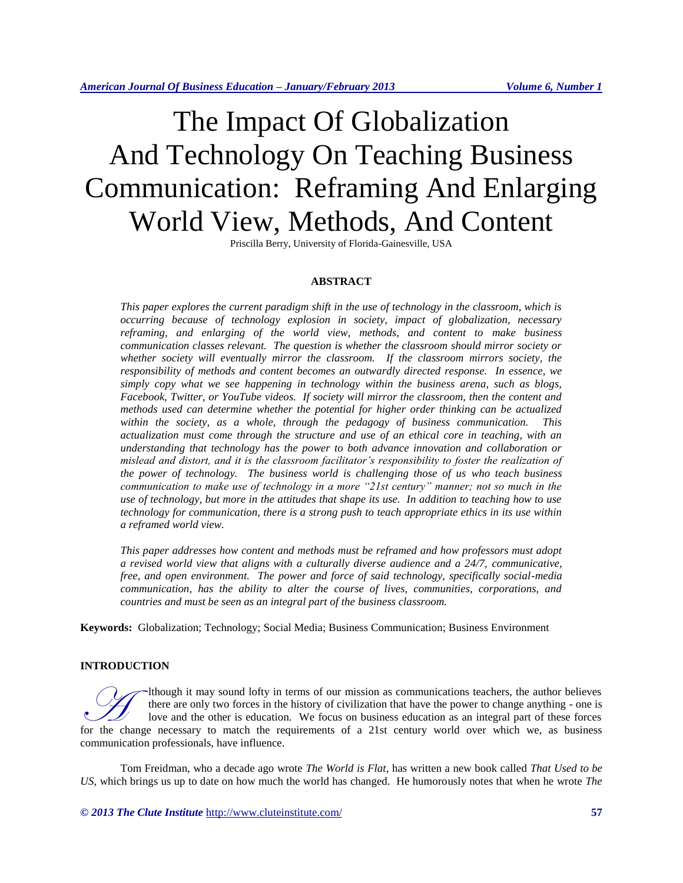# The Impact Of Globalization And Technology On Teaching Business Communication: Reframing And Enlarging World View, Methods, And Content

Priscilla Berry, University of Florida-Gainesville, USA

## ABSTRACT

*This paper explores the current paradigm shift in the use of technology in the classroom, which is occurring because of technology explosion in society, impact of globalization, necessary reframing, and enlarging of the world view, methods, and content to make business communication classes relevant. The question is whether the classroom should mirror society or whether society will eventually mirror the classroom. If the classroom mirrors society, the responsibility of methods and content becomes an outwardly directed response. In essence, we simply copy what we see happening in technology within the business arena, such as blogs, Facebook, Twitter, or YouTube videos. If society will mirror the classroom, then the content and methods used can determine whether the potential for higher order thinking can be actualized within the society, as a whole, through the pedagogy of business communication. This actualization must come through the structure and use of an ethical core in teaching, with an understanding that technology has the power to both advance innovation and collaboration or mislead and distort, and it is the classroom facilitator's responsibility to foster the realization of the power of technology. The business world is challenging those of us who teach business communication to make use of technology in a more "21st century" manner; not so much in the use of technology, but more in the attitudes that shape its use. In addition to teaching how to use technology for communication, there is a strong push to teach appropriate ethics in its use within a reframed world view.*

*This paper addresses how content and methods must be reframed and how professors must adopt a revised world view that aligns with a culturally diverse audience and a 24/7, communicative, free, and open environment. The power and force of said technology, specifically social-media communication, has the ability to alter the course of lives, communities, corporations, and countries and must be seen as an integral part of the business classroom.*

**Keywords:** Globalization; Technology; Social Media; Business Communication; Business Environment

## INTRODUCTION

Although it may sound lofty in terms of our mission as communications teachers, the author believes there are only two forces in the history of civilization that have the power to change anything - one is love and the other is education. We focus on business education as an integral part of these forces for the change necessary to match the requirements of a 21st century world over which we, as business communication professionals, have influence.

Tom Freidman, who a decade ago wrote *The World is Flat*, has written a new book called *That Used to be US*, which brings us up to date on how much the world has changed. He humorously notes that when he wrote *The*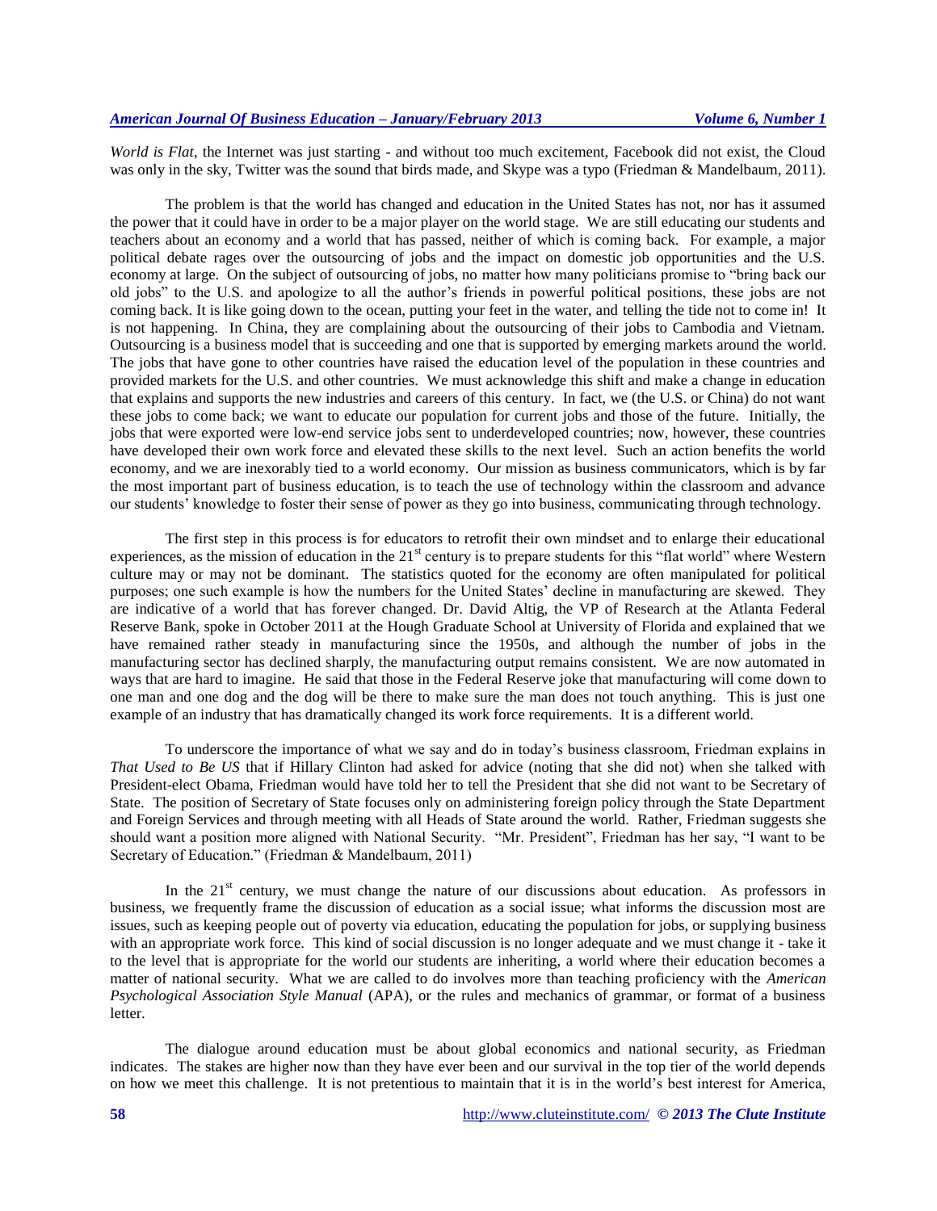*World is Flat*, the Internet was just starting - and without too much excitement, Facebook did not exist, the Cloud was only in the sky, Twitter was the sound that birds made, and Skype was a typo (Friedman & Mandelbaum, 2011).

The problem is that the world has changed and education in the United States has not, nor has it assumed the power that it could have in order to be a major player on the world stage. We are still educating our students and teachers about an economy and a world that has passed, neither of which is coming back. For example, a major political debate rages over the outsourcing of jobs and the impact on domestic job opportunities and the U.S. economy at large. On the subject of outsourcing of jobs, no matter how many politicians promise to "bring back our old jobs" to the U.S. and apologize to all the author's friends in powerful political positions, these jobs are not coming back. It is like going down to the ocean, putting your feet in the water, and telling the tide not to come in! It is not happening. In China, they are complaining about the outsourcing of their jobs to Cambodia and Vietnam. Outsourcing is a business model that is succeeding and one that is supported by emerging markets around the world. The jobs that have gone to other countries have raised the education level of the population in these countries and provided markets for the U.S. and other countries. We must acknowledge this shift and make a change in education that explains and supports the new industries and careers of this century. In fact, we (the U.S. or China) do not want these jobs to come back; we want to educate our population for current jobs and those of the future. Initially, the jobs that were exported were low-end service jobs sent to underdeveloped countries; now, however, these countries have developed their own work force and elevated these skills to the next level. Such an action benefits the world economy, and we are inexorably tied to a world economy. Our mission as business communicators, which is by far the most important part of business education, is to teach the use of technology within the classroom and advance our students' knowledge to foster their sense of power as they go into business, communicating through technology.

The first step in this process is for educators to retrofit their own mindset and to enlarge their educational experiences, as the mission of education in the 21st century is to prepare students for this "flat world" where Western culture may or may not be dominant. The statistics quoted for the economy are often manipulated for political purposes; one such example is how the numbers for the United States' decline in manufacturing are skewed. They are indicative of a world that has forever changed. Dr. David Altig, the VP of Research at the Atlanta Federal Reserve Bank, spoke in October 2011 at the Hough Graduate School at University of Florida and explained that we have remained rather steady in manufacturing since the 1950s, and although the number of jobs in the manufacturing sector has declined sharply, the manufacturing output remains consistent. We are now automated in ways that are hard to imagine. He said that those in the Federal Reserve joke that manufacturing will come down to one man and one dog and the dog will be there to make sure the man does not touch anything. This is just one example of an industry that has dramatically changed its work force requirements. It is a different world.

To underscore the importance of what we say and do in today's business classroom, Friedman explains in *That Used to Be US* that if Hillary Clinton had asked for advice (noting that she did not) when she talked with President-elect Obama, Friedman would have told her to tell the President that she did not want to be Secretary of State. The position of Secretary of State focuses only on administering foreign policy through the State Department and Foreign Services and through meeting with all Heads of State around the world. Rather, Friedman suggests she should want a position more aligned with National Security. "Mr. President", Friedman has her say, "I want to be Secretary of Education." (Friedman & Mandelbaum, 2011)

In the 21st century, we must change the nature of our discussions about education. As professors in business, we frequently frame the discussion of education as a social issue; what informs the discussion most are issues, such as keeping people out of poverty via education, educating the population for jobs, or supplying business with an appropriate work force. This kind of social discussion is no longer adequate and we must change it - take it to the level that is appropriate for the world our students are inheriting, a world where their education becomes a matter of national security. What we are called to do involves more than teaching proficiency with the *American Psychological Association Style Manual* (APA), or the rules and mechanics of grammar, or format of a business letter.

The dialogue around education must be about global economics and national security, as Friedman indicates. The stakes are higher now than they have ever been and our survival in the top tier of the world depends on how we meet this challenge. It is not pretentious to maintain that it is in the world's best interest for America,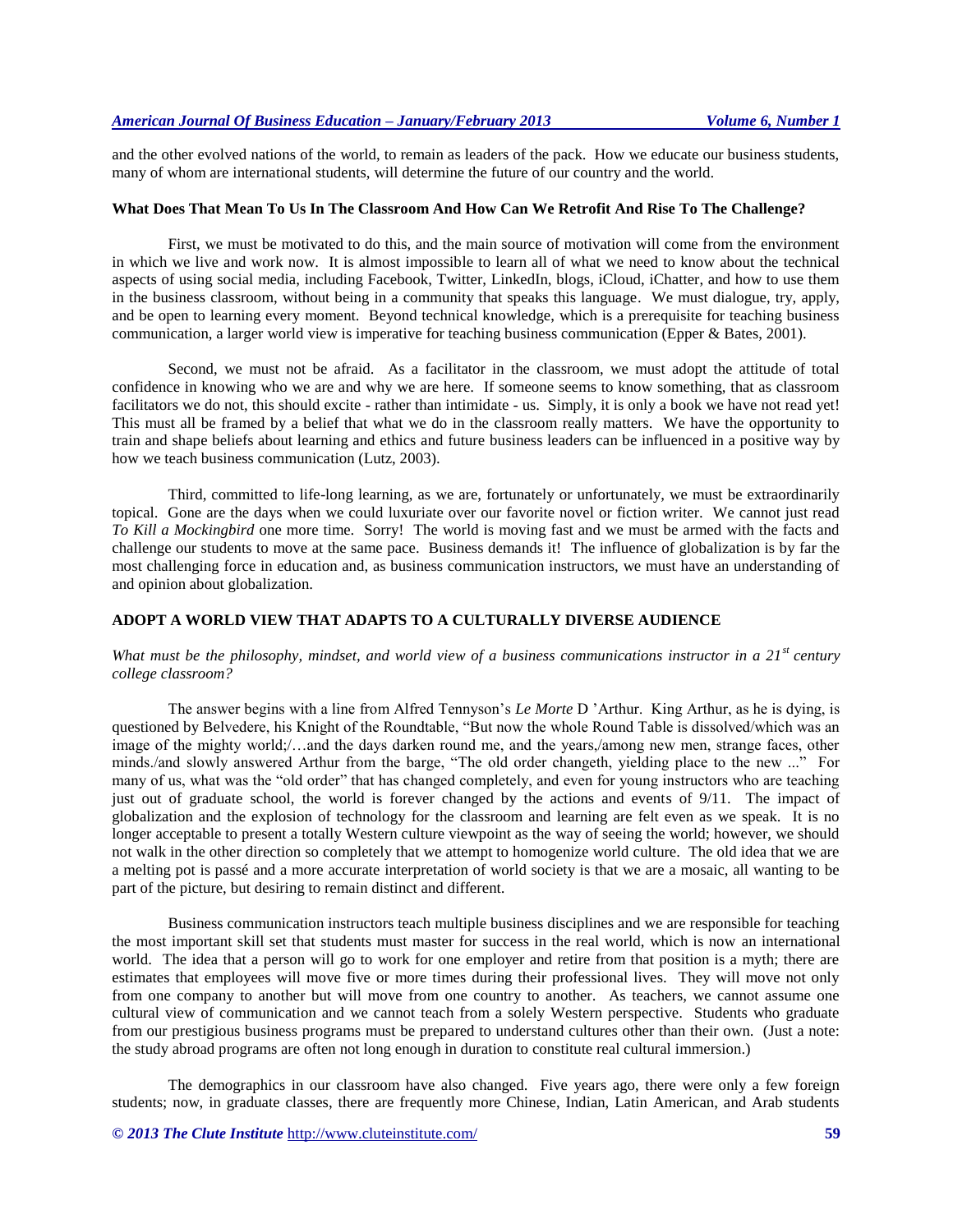and the other evolved nations of the world, to remain as leaders of the pack. How we educate our business students, many of whom are international students, will determine the future of our country and the world.

#### What Does That Mean To Us In The Classroom And How Can We Retrofit And Rise To The Challenge?

First, we must be motivated to do this, and the main source of motivation will come from the environment in which we live and work now. It is almost impossible to learn all of what we need to know about the technical aspects of using social media, including Facebook, Twitter, LinkedIn, blogs, iCloud, iChatter, and how to use them in the business classroom, without being in a community that speaks this language. We must dialogue, try, apply, and be open to learning every moment. Beyond technical knowledge, which is a prerequisite for teaching business communication, a larger world view is imperative for teaching business communication (Epper & Bates, 2001).

Second, we must not be afraid. As a facilitator in the classroom, we must adopt the attitude of total confidence in knowing who we are and why we are here. If someone seems to know something, that as classroom facilitators we do not, this should excite - rather than intimidate - us. Simply, it is only a book we have not read yet! This must all be framed by a belief that what we do in the classroom really matters. We have the opportunity to train and shape beliefs about learning and ethics and future business leaders can be influenced in a positive way by how we teach business communication (Lutz, 2003).

Third, committed to life-long learning, as we are, fortunately or unfortunately, we must be extraordinarily topical. Gone are the days when we could luxuriate over our favorite novel or fiction writer. We cannot just read *To Kill a Mockingbird* one more time. Sorry! The world is moving fast and we must be armed with the facts and challenge our students to move at the same pace. Business demands it! The influence of globalization is by far the most challenging force in education and, as business communication instructors, we must have an understanding of and opinion about globalization.

### ADOPT A WORLD VIEW THAT ADAPTS TO A CULTURALLY DIVERSE AUDIENCE

*What must be the philosophy, mindset, and world view of a business communications instructor in a 21st century college classroom?*

The answer begins with a line from Alfred Tennyson's *Le Morte* D 'Arthur. King Arthur, as he is dying, is questioned by Belvedere, his Knight of the Roundtable, "But now the whole Round Table is dissolved/which was an image of the mighty world;/…and the days darken round me, and the years,/among new men, strange faces, other minds./and slowly answered Arthur from the barge, "The old order changeth, yielding place to the new ..." For many of us, what was the "old order" that has changed completely, and even for young instructors who are teaching just out of graduate school, the world is forever changed by the actions and events of 9/11. The impact of globalization and the explosion of technology for the classroom and learning are felt even as we speak. It is no longer acceptable to present a totally Western culture viewpoint as the way of seeing the world; however, we should not walk in the other direction so completely that we attempt to homogenize world culture. The old idea that we are a melting pot is passé and a more accurate interpretation of world society is that we are a mosaic, all wanting to be part of the picture, but desiring to remain distinct and different.

Business communication instructors teach multiple business disciplines and we are responsible for teaching the most important skill set that students must master for success in the real world, which is now an international world. The idea that a person will go to work for one employer and retire from that position is a myth; there are estimates that employees will move five or more times during their professional lives. They will move not only from one company to another but will move from one country to another. As teachers, we cannot assume one cultural view of communication and we cannot teach from a solely Western perspective. Students who graduate from our prestigious business programs must be prepared to understand cultures other than their own. (Just a note: the study abroad programs are often not long enough in duration to constitute real cultural immersion.)

The demographics in our classroom have also changed. Five years ago, there were only a few foreign students; now, in graduate classes, there are frequently more Chinese, Indian, Latin American, and Arab students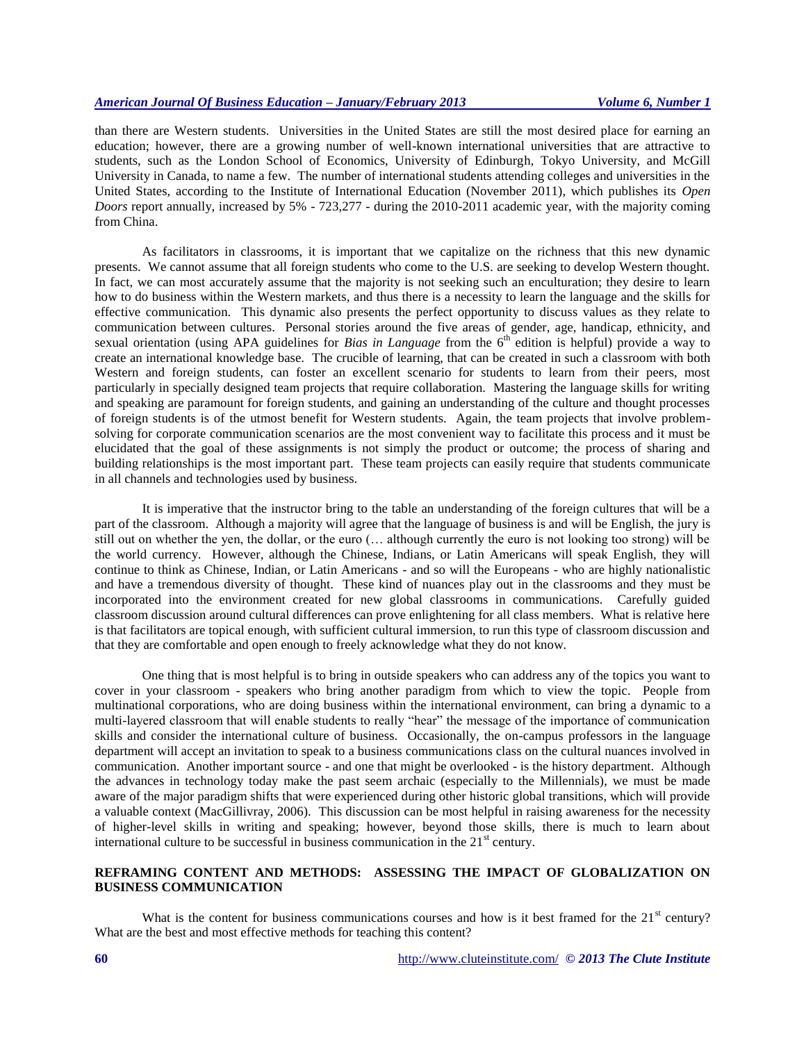than there are Western students. Universities in the United States are still the most desired place for earning an education; however, there are a growing number of well-known international universities that are attractive to students, such as the London School of Economics, University of Edinburgh, Tokyo University, and McGill University in Canada, to name a few. The number of international students attending colleges and universities in the United States, according to the Institute of International Education (November 2011), which publishes its *Open Doors* report annually, increased by 5% - 723,277 - during the 2010-2011 academic year, with the majority coming from China.

As facilitators in classrooms, it is important that we capitalize on the richness that this new dynamic presents. We cannot assume that all foreign students who come to the U.S. are seeking to develop Western thought. In fact, we can most accurately assume that the majority is not seeking such an enculturation; they desire to learn how to do business within the Western markets, and thus there is a necessity to learn the language and the skills for effective communication. This dynamic also presents the perfect opportunity to discuss values as they relate to communication between cultures. Personal stories around the five areas of gender, age, handicap, ethnicity, and sexual orientation (using APA guidelines for *Bias in Language* from the 6th edition is helpful) provide a way to create an international knowledge base. The crucible of learning, that can be created in such a classroom with both Western and foreign students, can foster an excellent scenario for students to learn from their peers, most particularly in specially designed team projects that require collaboration. Mastering the language skills for writing and speaking are paramount for foreign students, and gaining an understanding of the culture and thought processes of foreign students is of the utmost benefit for Western students. Again, the team projects that involve problem-solving for corporate communication scenarios are the most convenient way to facilitate this process and it must be elucidated that the goal of these assignments is not simply the product or outcome; the process of sharing and building relationships is the most important part. These team projects can easily require that students communicate in all channels and technologies used by business.

It is imperative that the instructor bring to the table an understanding of the foreign cultures that will be a part of the classroom. Although a majority will agree that the language of business is and will be English, the jury is still out on whether the yen, the dollar, or the euro (… although currently the euro is not looking too strong) will be the world currency. However, although the Chinese, Indians, or Latin Americans will speak English, they will continue to think as Chinese, Indian, or Latin Americans - and so will the Europeans - who are highly nationalistic and have a tremendous diversity of thought. These kind of nuances play out in the classrooms and they must be incorporated into the environment created for new global classrooms in communications. Carefully guided classroom discussion around cultural differences can prove enlightening for all class members. What is relative here is that facilitators are topical enough, with sufficient cultural immersion, to run this type of classroom discussion and that they are comfortable and open enough to freely acknowledge what they do not know.

One thing that is most helpful is to bring in outside speakers who can address any of the topics you want to cover in your classroom - speakers who bring another paradigm from which to view the topic. People from multinational corporations, who are doing business within the international environment, can bring a dynamic to a multi-layered classroom that will enable students to really "hear" the message of the importance of communication skills and consider the international culture of business. Occasionally, the on-campus professors in the language department will accept an invitation to speak to a business communications class on the cultural nuances involved in communication. Another important source - and one that might be overlooked - is the history department. Although the advances in technology today make the past seem archaic (especially to the Millennials), we must be made aware of the major paradigm shifts that were experienced during other historic global transitions, which will provide a valuable context (MacGillivray, 2006). This discussion can be most helpful in raising awareness for the necessity of higher-level skills in writing and speaking; however, beyond those skills, there is much to learn about international culture to be successful in business communication in the 21st century.

## REFRAMING CONTENT AND METHODS: ASSESSING THE IMPACT OF GLOBALIZATION ON BUSINESS COMMUNICATION

What is the content for business communications courses and how is it best framed for the 21st century? What are the best and most effective methods for teaching this content?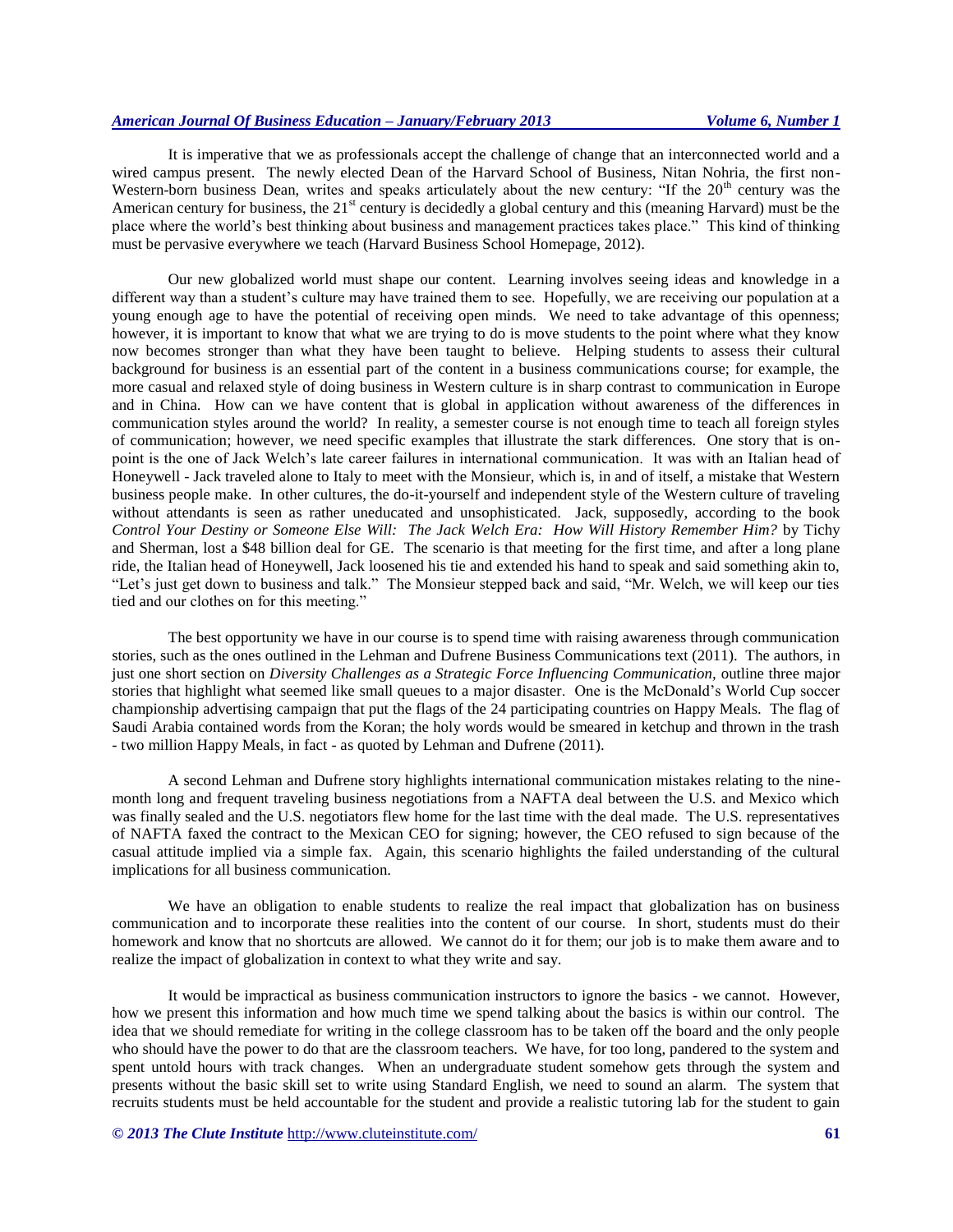It is imperative that we as professionals accept the challenge of change that an interconnected world and a wired campus present. The newly elected Dean of the Harvard School of Business, Nitan Nohria, the first non-Western-born business Dean, writes and speaks articulately about the new century: "If the 20th century was the American century for business, the 21st century is decidedly a global century and this (meaning Harvard) must be the place where the world's best thinking about business and management practices takes place." This kind of thinking must be pervasive everywhere we teach (Harvard Business School Homepage, 2012).

Our new globalized world must shape our content. Learning involves seeing ideas and knowledge in a different way than a student's culture may have trained them to see. Hopefully, we are receiving our population at a young enough age to have the potential of receiving open minds. We need to take advantage of this openness; however, it is important to know that what we are trying to do is move students to the point where what they know now becomes stronger than what they have been taught to believe. Helping students to assess their cultural background for business is an essential part of the content in a business communications course; for example, the more casual and relaxed style of doing business in Western culture is in sharp contrast to communication in Europe and in China. How can we have content that is global in application without awareness of the differences in communication styles around the world? In reality, a semester course is not enough time to teach all foreign styles of communication; however, we need specific examples that illustrate the stark differences. One story that is on-point is the one of Jack Welch's late career failures in international communication. It was with an Italian head of Honeywell - Jack traveled alone to Italy to meet with the Monsieur, which is, in and of itself, a mistake that Western business people make. In other cultures, the do-it-yourself and independent style of the Western culture of traveling without attendants is seen as rather uneducated and unsophisticated. Jack, supposedly, according to the book *Control Your Destiny or Someone Else Will: The Jack Welch Era: How Will History Remember Him?* by Tichy and Sherman, lost a $48 billion deal for GE. The scenario is that meeting for the first time, and after a long plane ride, the Italian head of Honeywell, Jack loosened his tie and extended his hand to speak and said something akin to, "Let's just get down to business and talk." The Monsieur stepped back and said, "Mr. Welch, we will keep our ties tied and our clothes on for this meeting."

The best opportunity we have in our course is to spend time with raising awareness through communication stories, such as the ones outlined in the Lehman and Dufrene Business Communications text (2011). The authors, in just one short section on *Diversity Challenges as a Strategic Force Influencing Communication*, outline three major stories that highlight what seemed like small queues to a major disaster. One is the McDonald's World Cup soccer championship advertising campaign that put the flags of the 24 participating countries on Happy Meals. The flag of Saudi Arabia contained words from the Koran; the holy words would be smeared in ketchup and thrown in the trash - two million Happy Meals, in fact - as quoted by Lehman and Dufrene (2011).

A second Lehman and Dufrene story highlights international communication mistakes relating to the nine-month long and frequent traveling business negotiations from a NAFTA deal between the U.S. and Mexico which was finally sealed and the U.S. negotiators flew home for the last time with the deal made. The U.S. representatives of NAFTA faxed the contract to the Mexican CEO for signing; however, the CEO refused to sign because of the casual attitude implied via a simple fax. Again, this scenario highlights the failed understanding of the cultural implications for all business communication.

We have an obligation to enable students to realize the real impact that globalization has on business communication and to incorporate these realities into the content of our course. In short, students must do their homework and know that no shortcuts are allowed. We cannot do it for them; our job is to make them aware and to realize the impact of globalization in context to what they write and say.

It would be impractical as business communication instructors to ignore the basics - we cannot. However, how we present this information and how much time we spend talking about the basics is within our control. The idea that we should remediate for writing in the college classroom has to be taken off the board and the only people who should have the power to do that are the classroom teachers. We have, for too long, pandered to the system and spent untold hours with track changes. When an undergraduate student somehow gets through the system and presents without the basic skill set to write using Standard English, we need to sound an alarm. The system that recruits students must be held accountable for the student and provide a realistic tutoring lab for the student to gain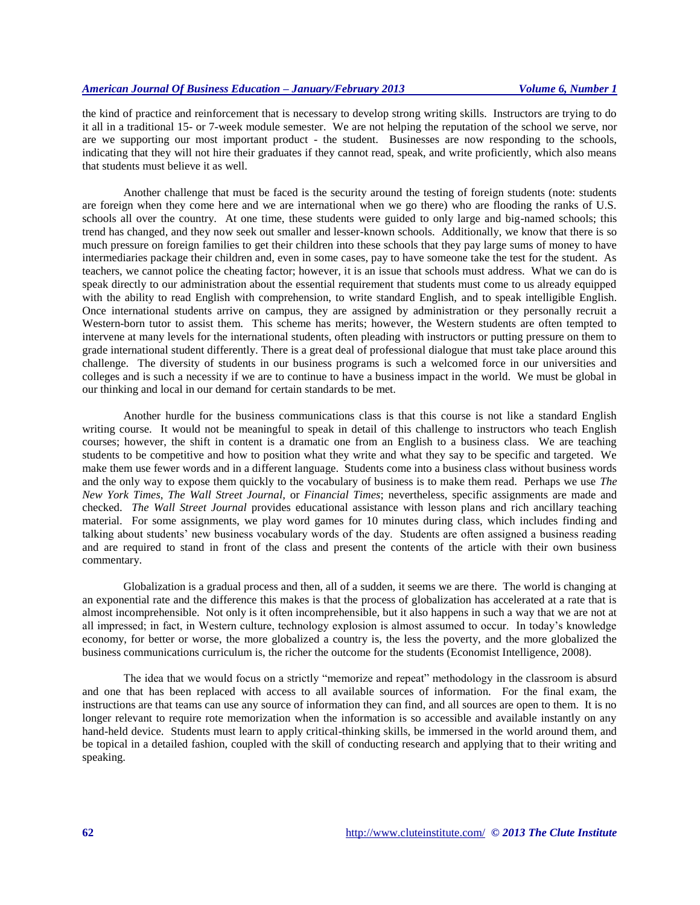the kind of practice and reinforcement that is necessary to develop strong writing skills. Instructors are trying to do it all in a traditional 15- or 7-week module semester. We are not helping the reputation of the school we serve, nor are we supporting our most important product - the student. Businesses are now responding to the schools, indicating that they will not hire their graduates if they cannot read, speak, and write proficiently, which also means that students must believe it as well.

Another challenge that must be faced is the security around the testing of foreign students (note: students are foreign when they come here and we are international when we go there) who are flooding the ranks of U.S. schools all over the country. At one time, these students were guided to only large and big-named schools; this trend has changed, and they now seek out smaller and lesser-known schools. Additionally, we know that there is so much pressure on foreign families to get their children into these schools that they pay large sums of money to have intermediaries package their children and, even in some cases, pay to have someone take the test for the student. As teachers, we cannot police the cheating factor; however, it is an issue that schools must address. What we can do is speak directly to our administration about the essential requirement that students must come to us already equipped with the ability to read English with comprehension, to write standard English, and to speak intelligible English. Once international students arrive on campus, they are assigned by administration or they personally recruit a Western-born tutor to assist them. This scheme has merits; however, the Western students are often tempted to intervene at many levels for the international students, often pleading with instructors or putting pressure on them to grade international student differently. There is a great deal of professional dialogue that must take place around this challenge. The diversity of students in our business programs is such a welcomed force in our universities and colleges and is such a necessity if we are to continue to have a business impact in the world. We must be global in our thinking and local in our demand for certain standards to be met.

Another hurdle for the business communications class is that this course is not like a standard English writing course. It would not be meaningful to speak in detail of this challenge to instructors who teach English courses; however, the shift in content is a dramatic one from an English to a business class. We are teaching students to be competitive and how to position what they write and what they say to be specific and targeted. We make them use fewer words and in a different language. Students come into a business class without business words and the only way to expose them quickly to the vocabulary of business is to make them read. Perhaps we use *The New York Times*, *The Wall Street Journal*, or *Financial Times*; nevertheless, specific assignments are made and checked. *The Wall Street Journal* provides educational assistance with lesson plans and rich ancillary teaching material. For some assignments, we play word games for 10 minutes during class, which includes finding and talking about students' new business vocabulary words of the day. Students are often assigned a business reading and are required to stand in front of the class and present the contents of the article with their own business commentary.

Globalization is a gradual process and then, all of a sudden, it seems we are there. The world is changing at an exponential rate and the difference this makes is that the process of globalization has accelerated at a rate that is almost incomprehensible. Not only is it often incomprehensible, but it also happens in such a way that we are not at all impressed; in fact, in Western culture, technology explosion is almost assumed to occur. In today's knowledge economy, for better or worse, the more globalized a country is, the less the poverty, and the more globalized the business communications curriculum is, the richer the outcome for the students (Economist Intelligence, 2008).

The idea that we would focus on a strictly "memorize and repeat" methodology in the classroom is absurd and one that has been replaced with access to all available sources of information. For the final exam, the instructions are that teams can use any source of information they can find, and all sources are open to them. It is no longer relevant to require rote memorization when the information is so accessible and available instantly on any hand-held device. Students must learn to apply critical-thinking skills, be immersed in the world around them, and be topical in a detailed fashion, coupled with the skill of conducting research and applying that to their writing and speaking.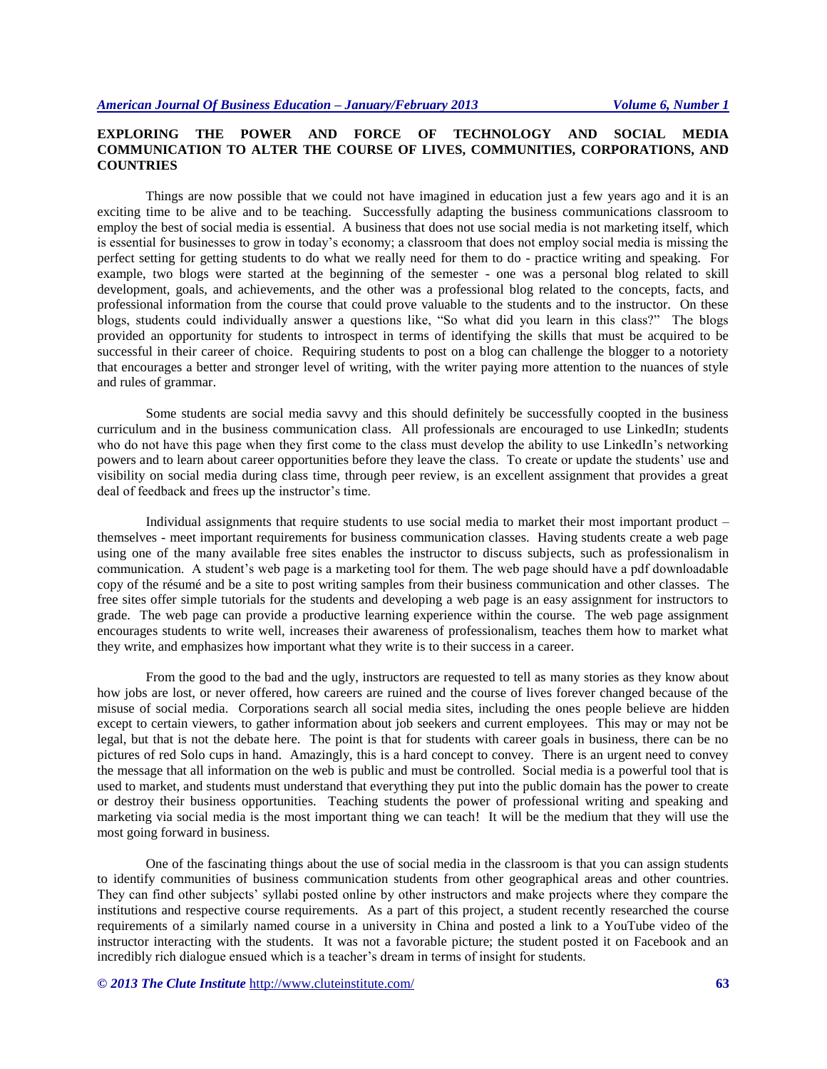## EXPLORING THE POWER AND FORCE OF TECHNOLOGY AND SOCIAL MEDIA COMMUNICATION TO ALTER THE COURSE OF LIVES, COMMUNITIES, CORPORATIONS, AND COUNTRIES

Things are now possible that we could not have imagined in education just a few years ago and it is an exciting time to be alive and to be teaching. Successfully adapting the business communications classroom to employ the best of social media is essential. A business that does not use social media is not marketing itself, which is essential for businesses to grow in today's economy; a classroom that does not employ social media is missing the perfect setting for getting students to do what we really need for them to do - practice writing and speaking. For example, two blogs were started at the beginning of the semester - one was a personal blog related to skill development, goals, and achievements, and the other was a professional blog related to the concepts, facts, and professional information from the course that could prove valuable to the students and to the instructor. On these blogs, students could individually answer a questions like, "So what did you learn in this class?" The blogs provided an opportunity for students to introspect in terms of identifying the skills that must be acquired to be successful in their career of choice. Requiring students to post on a blog can challenge the blogger to a notoriety that encourages a better and stronger level of writing, with the writer paying more attention to the nuances of style and rules of grammar.

Some students are social media savvy and this should definitely be successfully coopted in the business curriculum and in the business communication class. All professionals are encouraged to use LinkedIn; students who do not have this page when they first come to the class must develop the ability to use LinkedIn's networking powers and to learn about career opportunities before they leave the class. To create or update the students' use and visibility on social media during class time, through peer review, is an excellent assignment that provides a great deal of feedback and frees up the instructor's time.

Individual assignments that require students to use social media to market their most important product – themselves - meet important requirements for business communication classes. Having students create a web page using one of the many available free sites enables the instructor to discuss subjects, such as professionalism in communication. A student's web page is a marketing tool for them. The web page should have a pdf downloadable copy of the résumé and be a site to post writing samples from their business communication and other classes. The free sites offer simple tutorials for the students and developing a web page is an easy assignment for instructors to grade. The web page can provide a productive learning experience within the course. The web page assignment encourages students to write well, increases their awareness of professionalism, teaches them how to market what they write, and emphasizes how important what they write is to their success in a career.

From the good to the bad and the ugly, instructors are requested to tell as many stories as they know about how jobs are lost, or never offered, how careers are ruined and the course of lives forever changed because of the misuse of social media. Corporations search all social media sites, including the ones people believe are hidden except to certain viewers, to gather information about job seekers and current employees. This may or may not be legal, but that is not the debate here. The point is that for students with career goals in business, there can be no pictures of red Solo cups in hand. Amazingly, this is a hard concept to convey. There is an urgent need to convey the message that all information on the web is public and must be controlled. Social media is a powerful tool that is used to market, and students must understand that everything they put into the public domain has the power to create or destroy their business opportunities. Teaching students the power of professional writing and speaking and marketing via social media is the most important thing we can teach! It will be the medium that they will use the most going forward in business.

One of the fascinating things about the use of social media in the classroom is that you can assign students to identify communities of business communication students from other geographical areas and other countries. They can find other subjects' syllabi posted online by other instructors and make projects where they compare the institutions and respective course requirements. As a part of this project, a student recently researched the course requirements of a similarly named course in a university in China and posted a link to a YouTube video of the instructor interacting with the students. It was not a favorable picture; the student posted it on Facebook and an incredibly rich dialogue ensued which is a teacher's dream in terms of insight for students.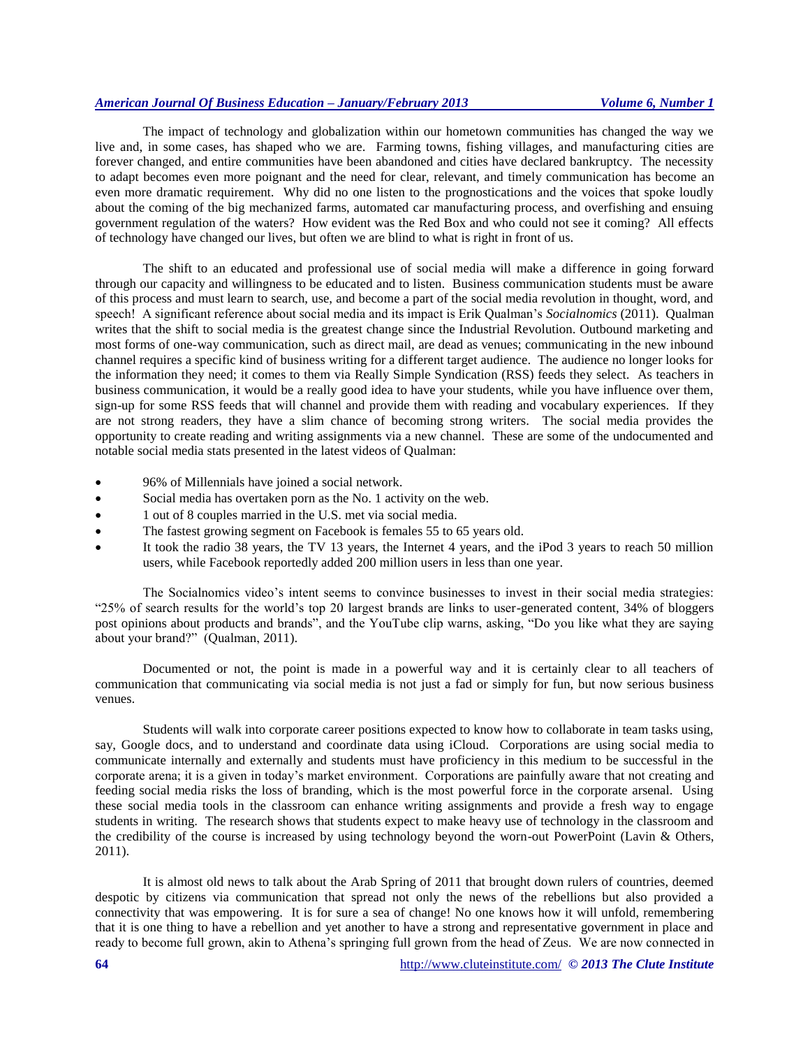The impact of technology and globalization within our hometown communities has changed the way we live and, in some cases, has shaped who we are. Farming towns, fishing villages, and manufacturing cities are forever changed, and entire communities have been abandoned and cities have declared bankruptcy. The necessity to adapt becomes even more poignant and the need for clear, relevant, and timely communication has become an even more dramatic requirement. Why did no one listen to the prognostications and the voices that spoke loudly about the coming of the big mechanized farms, automated car manufacturing process, and overfishing and ensuing government regulation of the waters? How evident was the Red Box and who could not see it coming? All effects of technology have changed our lives, but often we are blind to what is right in front of us.

The shift to an educated and professional use of social media will make a difference in going forward through our capacity and willingness to be educated and to listen. Business communication students must be aware of this process and must learn to search, use, and become a part of the social media revolution in thought, word, and speech! A significant reference about social media and its impact is Erik Qualman's *Socialnomics* (2011). Qualman writes that the shift to social media is the greatest change since the Industrial Revolution. Outbound marketing and most forms of one-way communication, such as direct mail, are dead as venues; communicating in the new inbound channel requires a specific kind of business writing for a different target audience. The audience no longer looks for the information they need; it comes to them via Really Simple Syndication (RSS) feeds they select. As teachers in business communication, it would be a really good idea to have your students, while you have influence over them, sign-up for some RSS feeds that will channel and provide them with reading and vocabulary experiences. If they are not strong readers, they have a slim chance of becoming strong writers. The social media provides the opportunity to create reading and writing assignments via a new channel. These are some of the undocumented and notable social media stats presented in the latest videos of Qualman:

- 96% of Millennials have joined a social network.
- Social media has overtaken porn as the No. 1 activity on the web.
- 1 out of 8 couples married in the U.S. met via social media.
- The fastest growing segment on Facebook is females 55 to 65 years old.
- It took the radio 38 years, the TV 13 years, the Internet 4 years, and the iPod 3 years to reach 50 million users, while Facebook reportedly added 200 million users in less than one year.

The Socialnomics video's intent seems to convince businesses to invest in their social media strategies: "25% of search results for the world's top 20 largest brands are links to user-generated content, 34% of bloggers post opinions about products and brands", and the YouTube clip warns, asking, "Do you like what they are saying about your brand?" (Qualman, 2011).

Documented or not, the point is made in a powerful way and it is certainly clear to all teachers of communication that communicating via social media is not just a fad or simply for fun, but now serious business venues.

Students will walk into corporate career positions expected to know how to collaborate in team tasks using, say, Google docs, and to understand and coordinate data using iCloud. Corporations are using social media to communicate internally and externally and students must have proficiency in this medium to be successful in the corporate arena; it is a given in today's market environment. Corporations are painfully aware that not creating and feeding social media risks the loss of branding, which is the most powerful force in the corporate arsenal. Using these social media tools in the classroom can enhance writing assignments and provide a fresh way to engage students in writing. The research shows that students expect to make heavy use of technology in the classroom and the credibility of the course is increased by using technology beyond the worn-out PowerPoint (Lavin & Others, 2011).

It is almost old news to talk about the Arab Spring of 2011 that brought down rulers of countries, deemed despotic by citizens via communication that spread not only the news of the rebellions but also provided a connectivity that was empowering. It is for sure a sea of change! No one knows how it will unfold, remembering that it is one thing to have a rebellion and yet another to have a strong and representative government in place and ready to become full grown, akin to Athena's springing full grown from the head of Zeus. We are now connected in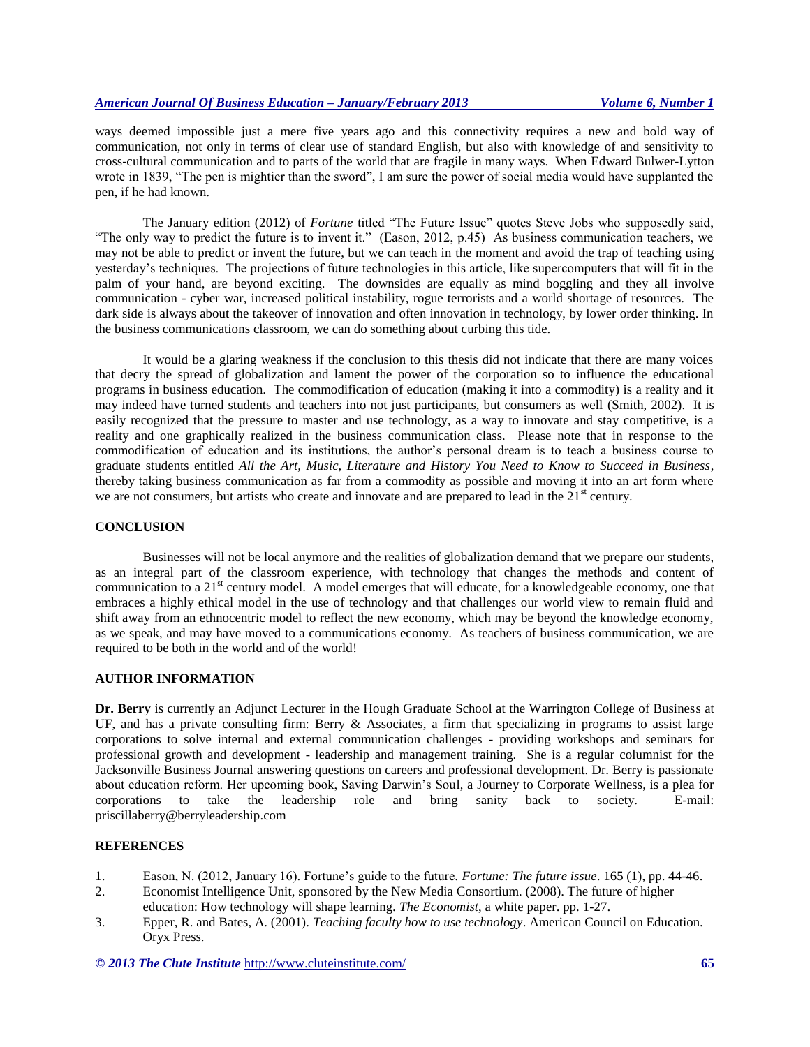ways deemed impossible just a mere five years ago and this connectivity requires a new and bold way of communication, not only in terms of clear use of standard English, but also with knowledge of and sensitivity to cross-cultural communication and to parts of the world that are fragile in many ways. When Edward Bulwer-Lytton wrote in 1839, "The pen is mightier than the sword", I am sure the power of social media would have supplanted the pen, if he had known.

The January edition (2012) of *Fortune* titled "The Future Issue" quotes Steve Jobs who supposedly said, "The only way to predict the future is to invent it." (Eason, 2012, p.45) As business communication teachers, we may not be able to predict or invent the future, but we can teach in the moment and avoid the trap of teaching using yesterday's techniques. The projections of future technologies in this article, like supercomputers that will fit in the palm of your hand, are beyond exciting. The downsides are equally as mind boggling and they all involve communication - cyber war, increased political instability, rogue terrorists and a world shortage of resources. The dark side is always about the takeover of innovation and often innovation in technology, by lower order thinking. In the business communications classroom, we can do something about curbing this tide.

It would be a glaring weakness if the conclusion to this thesis did not indicate that there are many voices that decry the spread of globalization and lament the power of the corporation so to influence the educational programs in business education. The commodification of education (making it into a commodity) is a reality and it may indeed have turned students and teachers into not just participants, but consumers as well (Smith, 2002). It is easily recognized that the pressure to master and use technology, as a way to innovate and stay competitive, is a reality and one graphically realized in the business communication class. Please note that in response to the commodification of education and its institutions, the author's personal dream is to teach a business course to graduate students entitled *All the Art, Music, Literature and History You Need to Know to Succeed in Business*, thereby taking business communication as far from a commodity as possible and moving it into an art form where we are not consumers, but artists who create and innovate and are prepared to lead in the 21st century.

## CONCLUSION

Businesses will not be local anymore and the realities of globalization demand that we prepare our students, as an integral part of the classroom experience, with technology that changes the methods and content of communication to a 21st century model. A model emerges that will educate, for a knowledgeable economy, one that embraces a highly ethical model in the use of technology and that challenges our world view to remain fluid and shift away from an ethnocentric model to reflect the new economy, which may be beyond the knowledge economy, as we speak, and may have moved to a communications economy. As teachers of business communication, we are required to be both in the world and of the world!

## AUTHOR INFORMATION

**Dr. Berry** is currently an Adjunct Lecturer in the Hough Graduate School at the Warrington College of Business at UF, and has a private consulting firm: Berry & Associates, a firm that specializing in programs to assist large corporations to solve internal and external communication challenges - providing workshops and seminars for professional growth and development - leadership and management training. She is a regular columnist for the Jacksonville Business Journal answering questions on careers and professional development. Dr. Berry is passionate about education reform. Her upcoming book, Saving Darwin's Soul, a Journey to Corporate Wellness, is a plea for corporations to take the leadership role and bring sanity back to society. E-mail: priscillaberry@berryleadership.com

## REFERENCES

1. Eason, N. (2012, January 16). Fortune's guide to the future. *Fortune: The future issue*. 165 (1), pp. 44-46.
2. Economist Intelligence Unit, sponsored by the New Media Consortium. (2008). The future of higher education: How technology will shape learning. *The Economist*, a white paper. pp. 1-27.
3. Epper, R. and Bates, A. (2001). *Teaching faculty how to use technology*. American Council on Education. Oryx Press.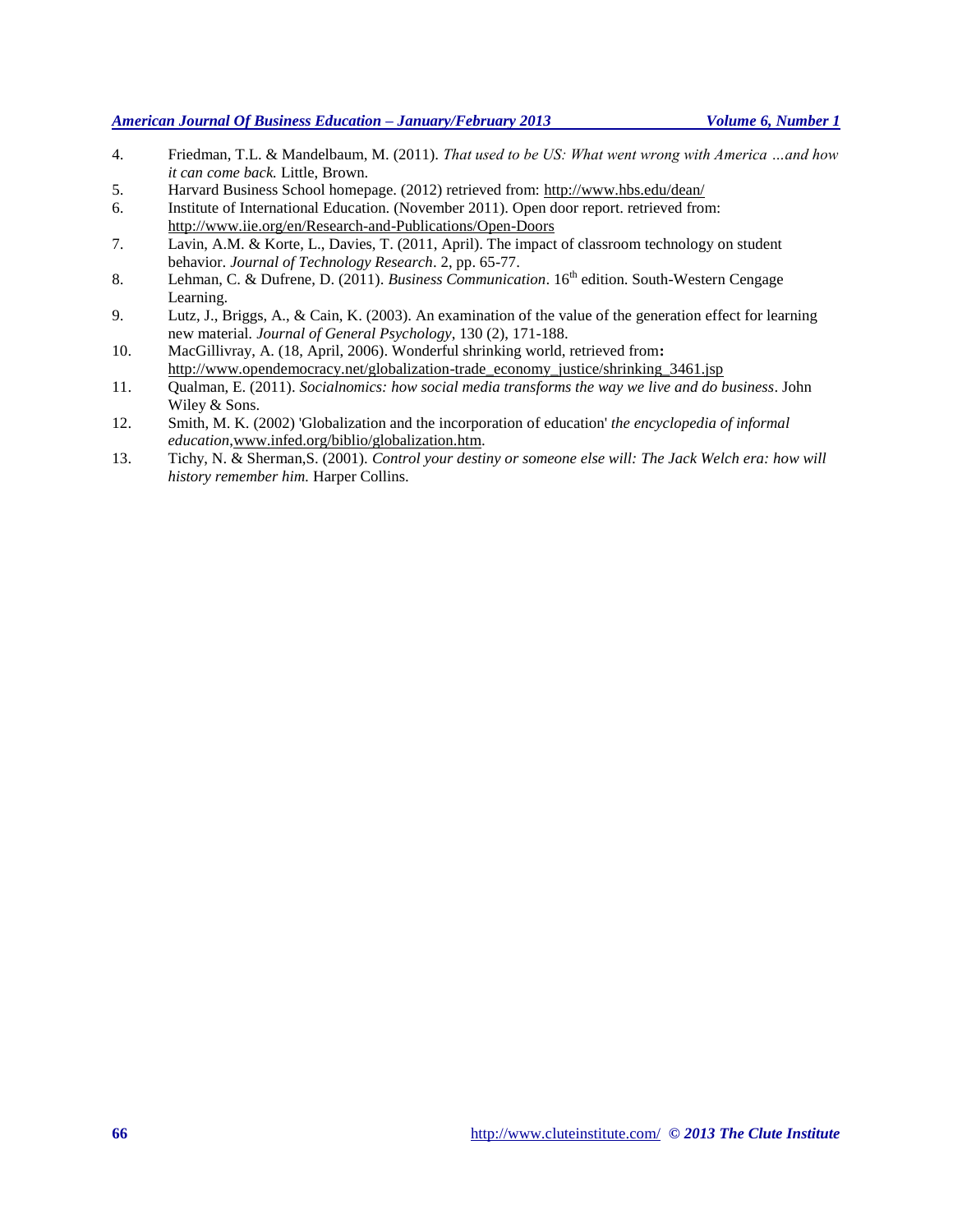4. Friedman, T.L. & Mandelbaum, M. (2011). *That used to be US: What went wrong with America …and how it can come back.* Little, Brown.
5. Harvard Business School homepage. (2012) retrieved from: http://www.hbs.edu/dean/
6. Institute of International Education. (November 2011). Open door report. retrieved from: http://www.iie.org/en/Research-and-Publications/Open-Doors
7. Lavin, A.M. & Korte, L., Davies, T. (2011, April). The impact of classroom technology on student behavior. *Journal of Technology Research*. 2, pp. 65-77.
8. Lehman, C. & Dufrene, D. (2011). *Business Communication*. 16th edition. South-Western Cengage Learning.
9. Lutz, J., Briggs, A., & Cain, K. (2003). An examination of the value of the generation effect for learning new material. *Journal of General Psychology*, 130 (2), 171-188.
10. MacGillivray, A. (18, April, 2006). Wonderful shrinking world, retrieved from**:** http://www.opendemocracy.net/globalization-trade_economy_justice/shrinking_3461.jsp
11. Qualman, E. (2011). *Socialnomics: how social media transforms the way we live and do business*. John Wiley & Sons.
12. Smith, M. K. (2002) 'Globalization and the incorporation of education' *the encyclopedia of informal education*,www.infed.org/biblio/globalization.htm.
13. Tichy, N. & Sherman,S. (2001). *Control your destiny or someone else will: The Jack Welch era: how will history remember him.* Harper Collins.